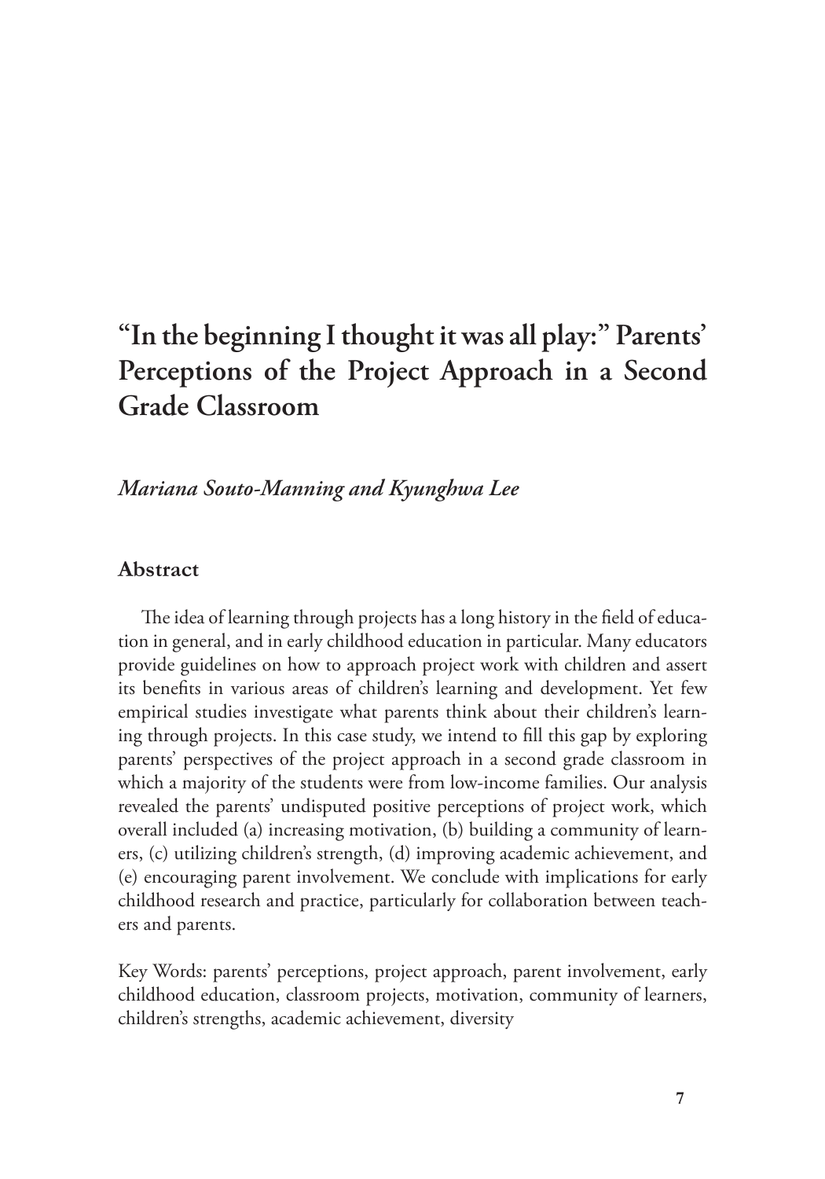# "In the beginning I thought it was all play:" Parents' Perceptions of the Project Approach in a Second Grade Classroom

*Mariana Souto-Manning and Kyunghwa Lee*

## Abstract

The idea of learning through projects has a long history in the field of education in general, and in early childhood education in particular. Many educators provide guidelines on how to approach project work with children and assert its benefits in various areas of children's learning and development. Yet few empirical studies investigate what parents think about their children's learning through projects. In this case study, we intend to fill this gap by exploring parents' perspectives of the project approach in a second grade classroom in which a majority of the students were from low-income families. Our analysis revealed the parents' undisputed positive perceptions of project work, which overall included (a) increasing motivation, (b) building a community of learners, (c) utilizing children's strength, (d) improving academic achievement, and (e) encouraging parent involvement. We conclude with implications for early childhood research and practice, particularly for collaboration between teachers and parents.

Key Words: parents' perceptions, project approach, parent involvement, early childhood education, classroom projects, motivation, community of learners, children's strengths, academic achievement, diversity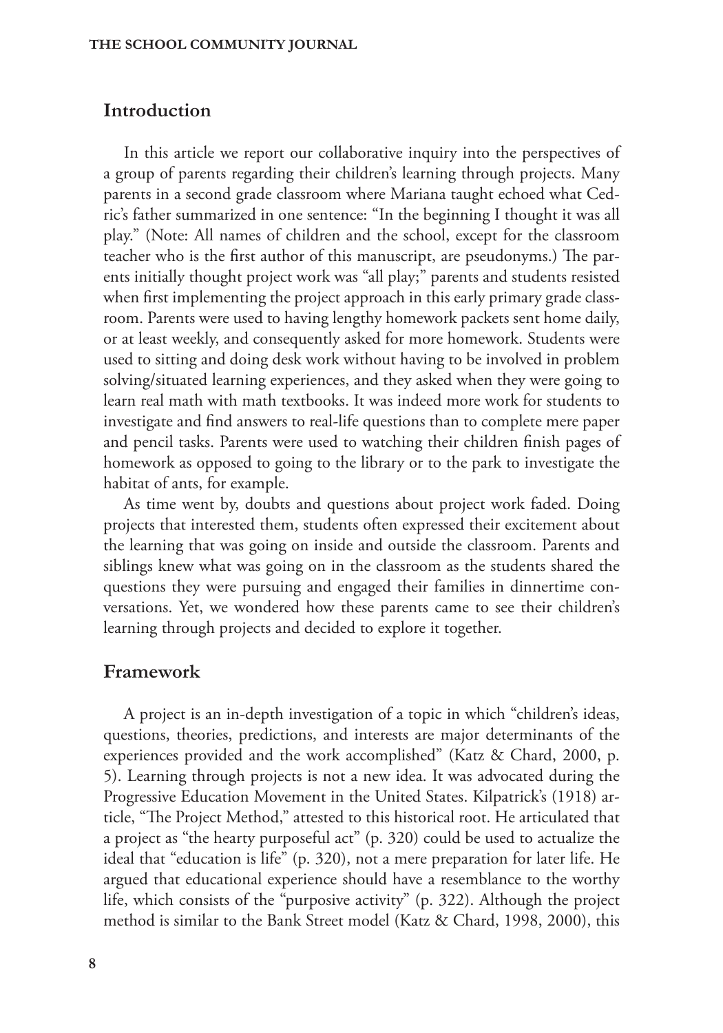## Introduction

In this article we report our collaborative inquiry into the perspectives of a group of parents regarding their children's learning through projects. Many parents in a second grade classroom where Mariana taught echoed what Cedric's father summarized in one sentence: "In the beginning I thought it was all play." (Note: All names of children and the school, except for the classroom teacher who is the first author of this manuscript, are pseudonyms.) The parents initially thought project work was "all play;" parents and students resisted when first implementing the project approach in this early primary grade classroom. Parents were used to having lengthy homework packets sent home daily, or at least weekly, and consequently asked for more homework. Students were used to sitting and doing desk work without having to be involved in problem solving/situated learning experiences, and they asked when they were going to learn real math with math textbooks. It was indeed more work for students to investigate and find answers to real-life questions than to complete mere paper and pencil tasks. Parents were used to watching their children finish pages of homework as opposed to going to the library or to the park to investigate the habitat of ants, for example.

As time went by, doubts and questions about project work faded. Doing projects that interested them, students often expressed their excitement about the learning that was going on inside and outside the classroom. Parents and siblings knew what was going on in the classroom as the students shared the questions they were pursuing and engaged their families in dinnertime conversations. Yet, we wondered how these parents came to see their children's learning through projects and decided to explore it together.

## Framework

A project is an in-depth investigation of a topic in which "children's ideas, questions, theories, predictions, and interests are major determinants of the experiences provided and the work accomplished" (Katz & Chard, 2000, p. 5). Learning through projects is not a new idea. It was advocated during the Progressive Education Movement in the United States. Kilpatrick's (1918) article, "The Project Method," attested to this historical root. He articulated that a project as "the hearty purposeful act" (p. 320) could be used to actualize the ideal that "education is life" (p. 320), not a mere preparation for later life. He argued that educational experience should have a resemblance to the worthy life, which consists of the "purposive activity" (p. 322). Although the project method is similar to the Bank Street model (Katz & Chard, 1998, 2000), this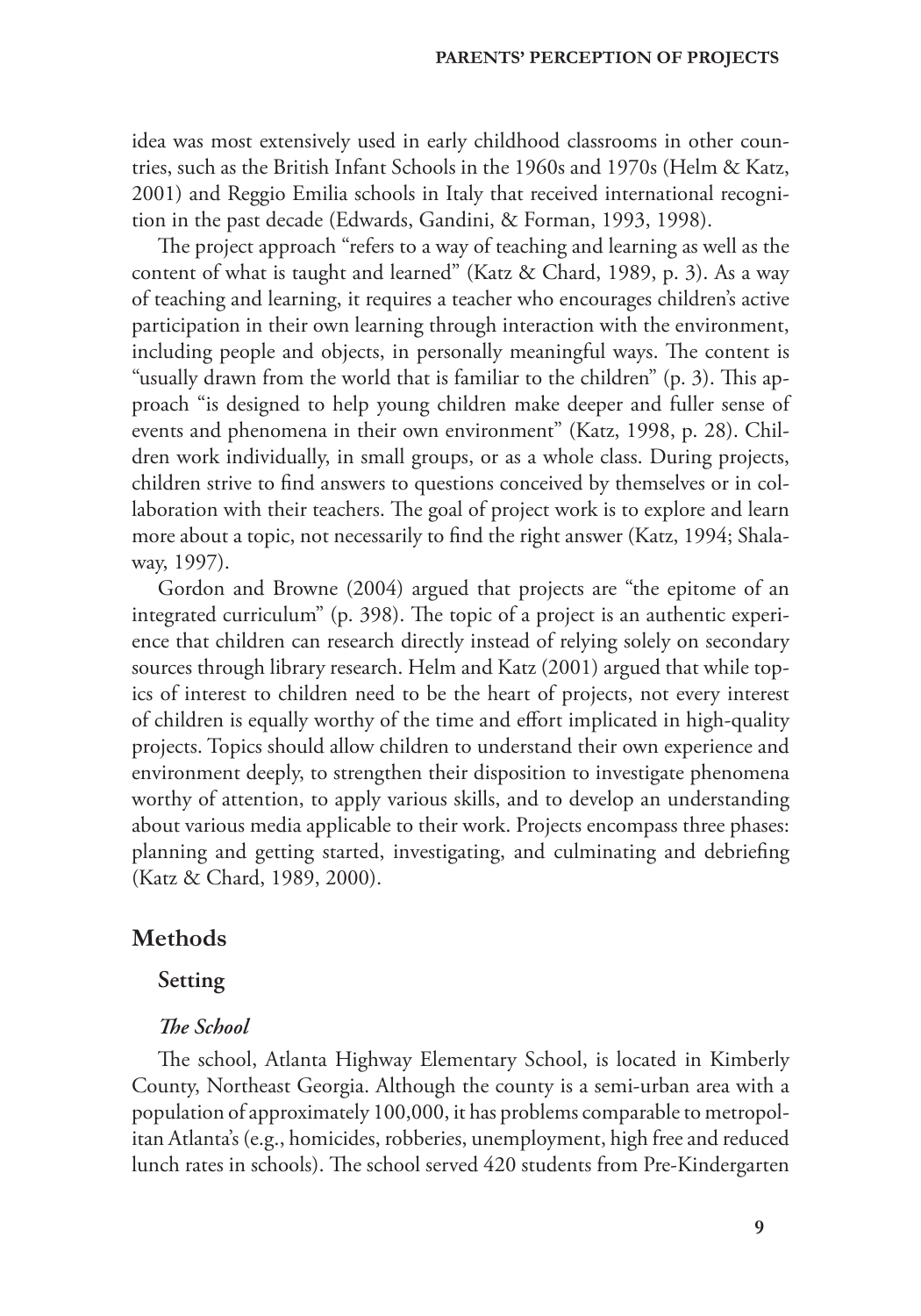idea was most extensively used in early childhood classrooms in other countries, such as the British Infant Schools in the 1960s and 1970s (Helm & Katz, 2001) and Reggio Emilia schools in Italy that received international recognition in the past decade (Edwards, Gandini, & Forman, 1993, 1998).

The project approach "refers to a way of teaching and learning as well as the content of what is taught and learned" (Katz & Chard, 1989, p. 3). As a way of teaching and learning, it requires a teacher who encourages children's active participation in their own learning through interaction with the environment, including people and objects, in personally meaningful ways. The content is "usually drawn from the world that is familiar to the children" (p. 3). This approach "is designed to help young children make deeper and fuller sense of events and phenomena in their own environment" (Katz, 1998, p. 28). Children work individually, in small groups, or as a whole class. During projects, children strive to find answers to questions conceived by themselves or in collaboration with their teachers. The goal of project work is to explore and learn more about a topic, not necessarily to find the right answer (Katz, 1994; Shalaway, 1997).

Gordon and Browne (2004) argued that projects are "the epitome of an integrated curriculum" (p. 398). The topic of a project is an authentic experience that children can research directly instead of relying solely on secondary sources through library research. Helm and Katz (2001) argued that while topics of interest to children need to be the heart of projects, not every interest of children is equally worthy of the time and effort implicated in high-quality projects. Topics should allow children to understand their own experience and environment deeply, to strengthen their disposition to investigate phenomena worthy of attention, to apply various skills, and to develop an understanding about various media applicable to their work. Projects encompass three phases: planning and getting started, investigating, and culminating and debriefing (Katz & Chard, 1989, 2000).

## Methods

### Setting

#### *The School*

The school, Atlanta Highway Elementary School, is located in Kimberly County, Northeast Georgia. Although the county is a semi-urban area with a population of approximately 100,000, it has problems comparable to metropolitan Atlanta's (e.g., homicides, robberies, unemployment, high free and reduced lunch rates in schools). The school served 420 students from Pre-Kindergarten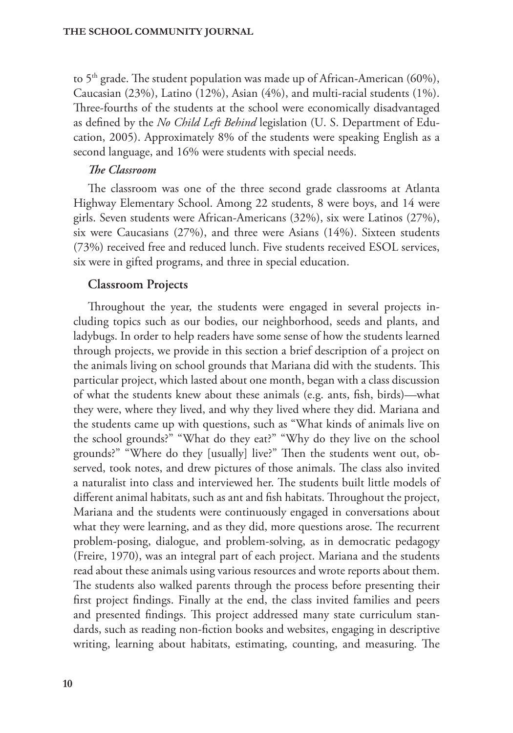to 5th grade. The student population was made up of African-American (60%), Caucasian (23%), Latino (12%), Asian (4%), and multi-racial students (1%). Three-fourths of the students at the school were economically disadvantaged as defined by the *No Child Left Behind* legislation (U. S. Department of Education, 2005). Approximately 8% of the students were speaking English as a second language, and 16% were students with special needs.

#### *The Classroom*

The classroom was one of the three second grade classrooms at Atlanta Highway Elementary School. Among 22 students, 8 were boys, and 14 were girls. Seven students were African-Americans (32%), six were Latinos (27%), six were Caucasians (27%), and three were Asians (14%). Sixteen students (73%) received free and reduced lunch. Five students received ESOL services, six were in gifted programs, and three in special education.

### Classroom Projects

Throughout the year, the students were engaged in several projects including topics such as our bodies, our neighborhood, seeds and plants, and ladybugs. In order to help readers have some sense of how the students learned through projects, we provide in this section a brief description of a project on the animals living on school grounds that Mariana did with the students. This particular project, which lasted about one month, began with a class discussion of what the students knew about these animals (e.g. ants, fish, birds)—what they were, where they lived, and why they lived where they did. Mariana and the students came up with questions, such as "What kinds of animals live on the school grounds?" "What do they eat?" "Why do they live on the school grounds?" "Where do they [usually] live?" Then the students went out, observed, took notes, and drew pictures of those animals. The class also invited a naturalist into class and interviewed her. The students built little models of different animal habitats, such as ant and fish habitats. Throughout the project, Mariana and the students were continuously engaged in conversations about what they were learning, and as they did, more questions arose. The recurrent problem-posing, dialogue, and problem-solving, as in democratic pedagogy (Freire, 1970), was an integral part of each project. Mariana and the students read about these animals using various resources and wrote reports about them. The students also walked parents through the process before presenting their first project findings. Finally at the end, the class invited families and peers and presented findings. This project addressed many state curriculum standards, such as reading non-fiction books and websites, engaging in descriptive writing, learning about habitats, estimating, counting, and measuring. The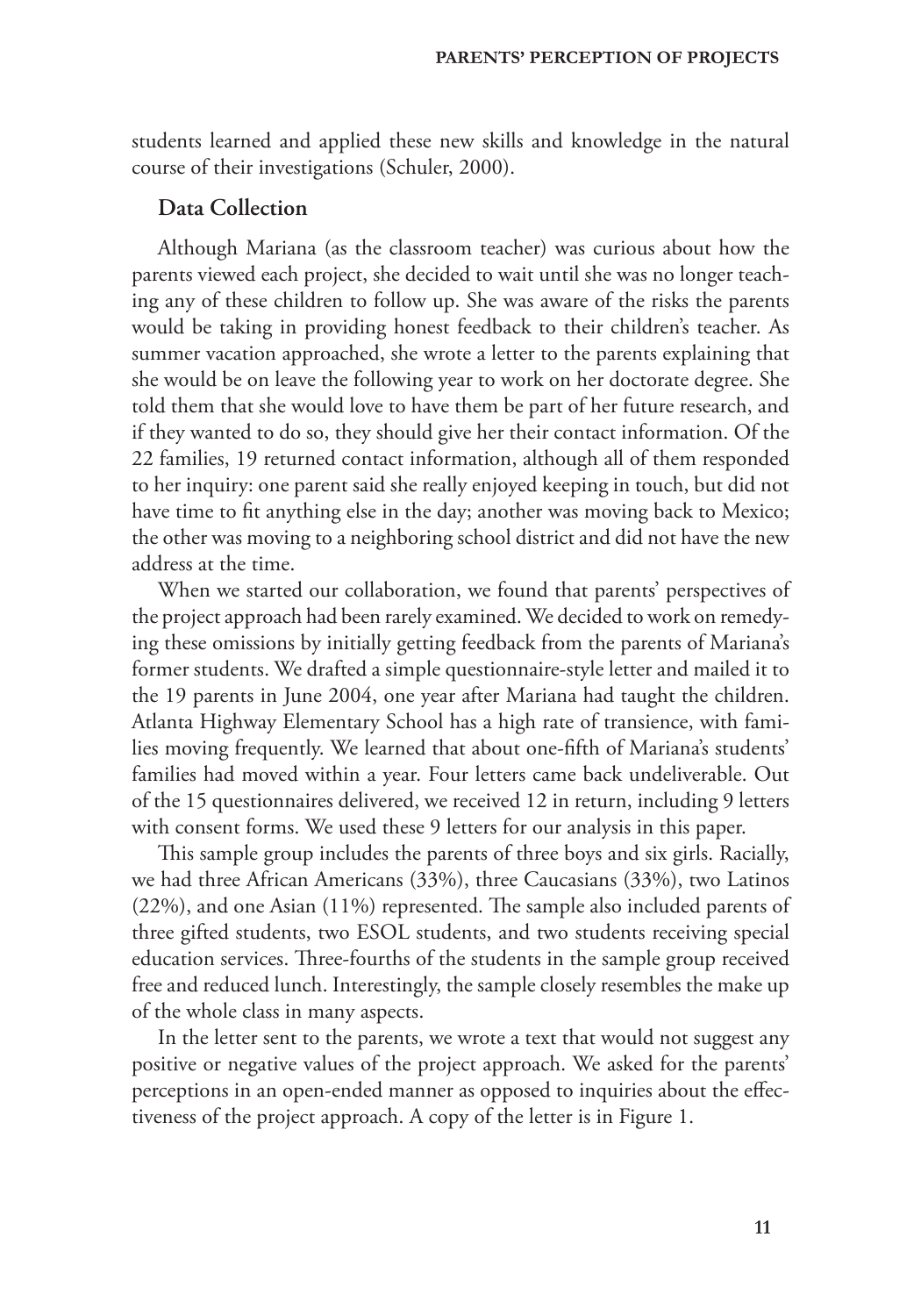students learned and applied these new skills and knowledge in the natural course of their investigations (Schuler, 2000).

## Data Collection

Although Mariana (as the classroom teacher) was curious about how the parents viewed each project, she decided to wait until she was no longer teaching any of these children to follow up. She was aware of the risks the parents would be taking in providing honest feedback to their children's teacher. As summer vacation approached, she wrote a letter to the parents explaining that she would be on leave the following year to work on her doctorate degree. She told them that she would love to have them be part of her future research, and if they wanted to do so, they should give her their contact information. Of the 22 families, 19 returned contact information, although all of them responded to her inquiry: one parent said she really enjoyed keeping in touch, but did not have time to fit anything else in the day; another was moving back to Mexico; the other was moving to a neighboring school district and did not have the new address at the time.

When we started our collaboration, we found that parents' perspectives of the project approach had been rarely examined. We decided to work on remedying these omissions by initially getting feedback from the parents of Mariana's former students. We drafted a simple questionnaire-style letter and mailed it to the 19 parents in June 2004, one year after Mariana had taught the children. Atlanta Highway Elementary School has a high rate of transience, with families moving frequently. We learned that about one-fifth of Mariana's students' families had moved within a year. Four letters came back undeliverable. Out of the 15 questionnaires delivered, we received 12 in return, including 9 letters with consent forms. We used these 9 letters for our analysis in this paper.

This sample group includes the parents of three boys and six girls. Racially, we had three African Americans (33%), three Caucasians (33%), two Latinos (22%), and one Asian (11%) represented. The sample also included parents of three gifted students, two ESOL students, and two students receiving special education services. Three-fourths of the students in the sample group received free and reduced lunch. Interestingly, the sample closely resembles the make up of the whole class in many aspects.

In the letter sent to the parents, we wrote a text that would not suggest any positive or negative values of the project approach. We asked for the parents' perceptions in an open-ended manner as opposed to inquiries about the effectiveness of the project approach. A copy of the letter is in Figure 1.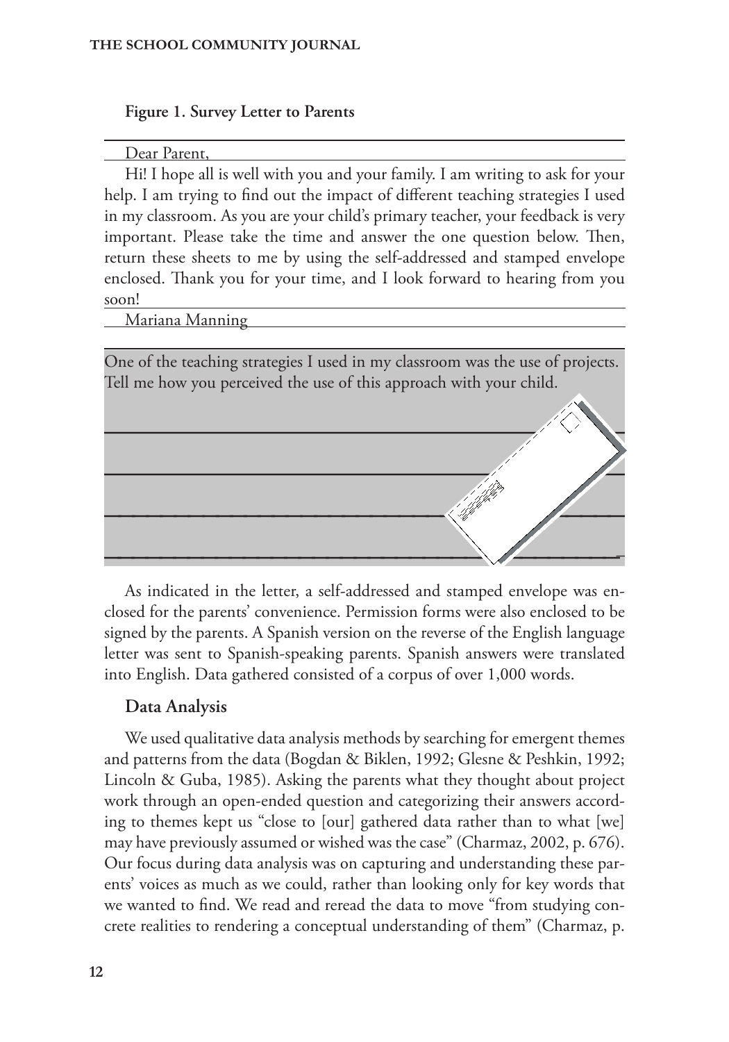**Figure 1. Survey Letter to Parents**

Dear Parent,

Hi! I hope all is well with you and your family. I am writing to ask for your help. I am trying to find out the impact of different teaching strategies I used in my classroom. As you are your child's primary teacher, your feedback is very important. Please take the time and answer the one question below. Then, return these sheets to me by using the self-addressed and stamped envelope enclosed. Thank you for your time, and I look forward to hearing from you soon!

Mariana Manning

One of the teaching strategies I used in my classroom was the use of projects. Tell me how you perceived the use of this approach with your child.

As indicated in the letter, a self-addressed and stamped envelope was enclosed for the parents' convenience. Permission forms were also enclosed to be signed by the parents. A Spanish version on the reverse of the English language letter was sent to Spanish-speaking parents. Spanish answers were translated into English. Data gathered consisted of a corpus of over 1,000 words.

## Data Analysis

We used qualitative data analysis methods by searching for emergent themes and patterns from the data (Bogdan & Biklen, 1992; Glesne & Peshkin, 1992; Lincoln & Guba, 1985). Asking the parents what they thought about project work through an open-ended question and categorizing their answers according to themes kept us "close to [our] gathered data rather than to what [we] may have previously assumed or wished was the case" (Charmaz, 2002, p. 676). Our focus during data analysis was on capturing and understanding these parents' voices as much as we could, rather than looking only for key words that we wanted to find. We read and reread the data to move "from studying concrete realities to rendering a conceptual understanding of them" (Charmaz, p.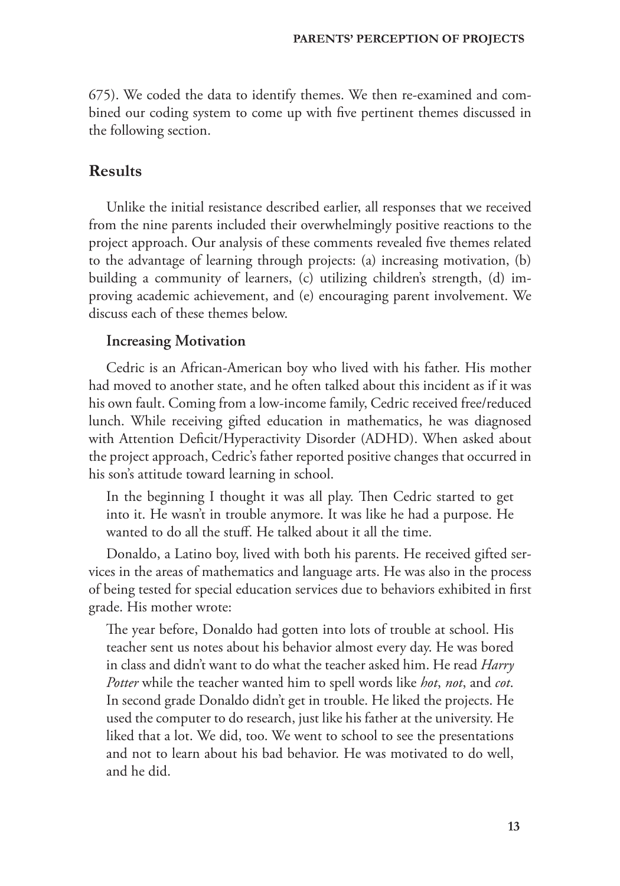675). We coded the data to identify themes. We then re-examined and combined our coding system to come up with five pertinent themes discussed in the following section.

## Results

Unlike the initial resistance described earlier, all responses that we received from the nine parents included their overwhelmingly positive reactions to the project approach. Our analysis of these comments revealed five themes related to the advantage of learning through projects: (a) increasing motivation, (b) building a community of learners, (c) utilizing children's strength, (d) improving academic achievement, and (e) encouraging parent involvement. We discuss each of these themes below.

### Increasing Motivation

Cedric is an African-American boy who lived with his father. His mother had moved to another state, and he often talked about this incident as if it was his own fault. Coming from a low-income family, Cedric received free/reduced lunch. While receiving gifted education in mathematics, he was diagnosed with Attention Deficit/Hyperactivity Disorder (ADHD). When asked about the project approach, Cedric's father reported positive changes that occurred in his son's attitude toward learning in school.

> In the beginning I thought it was all play. Then Cedric started to get into it. He wasn't in trouble anymore. It was like he had a purpose. He wanted to do all the stuff. He talked about it all the time.

Donaldo, a Latino boy, lived with both his parents. He received gifted services in the areas of mathematics and language arts. He was also in the process of being tested for special education services due to behaviors exhibited in first grade. His mother wrote:

> The year before, Donaldo had gotten into lots of trouble at school. His teacher sent us notes about his behavior almost every day. He was bored in class and didn't want to do what the teacher asked him. He read *Harry Potter* while the teacher wanted him to spell words like *hot*, *not*, and *cot*. In second grade Donaldo didn't get in trouble. He liked the projects. He used the computer to do research, just like his father at the university. He liked that a lot. We did, too. We went to school to see the presentations and not to learn about his bad behavior. He was motivated to do well, and he did.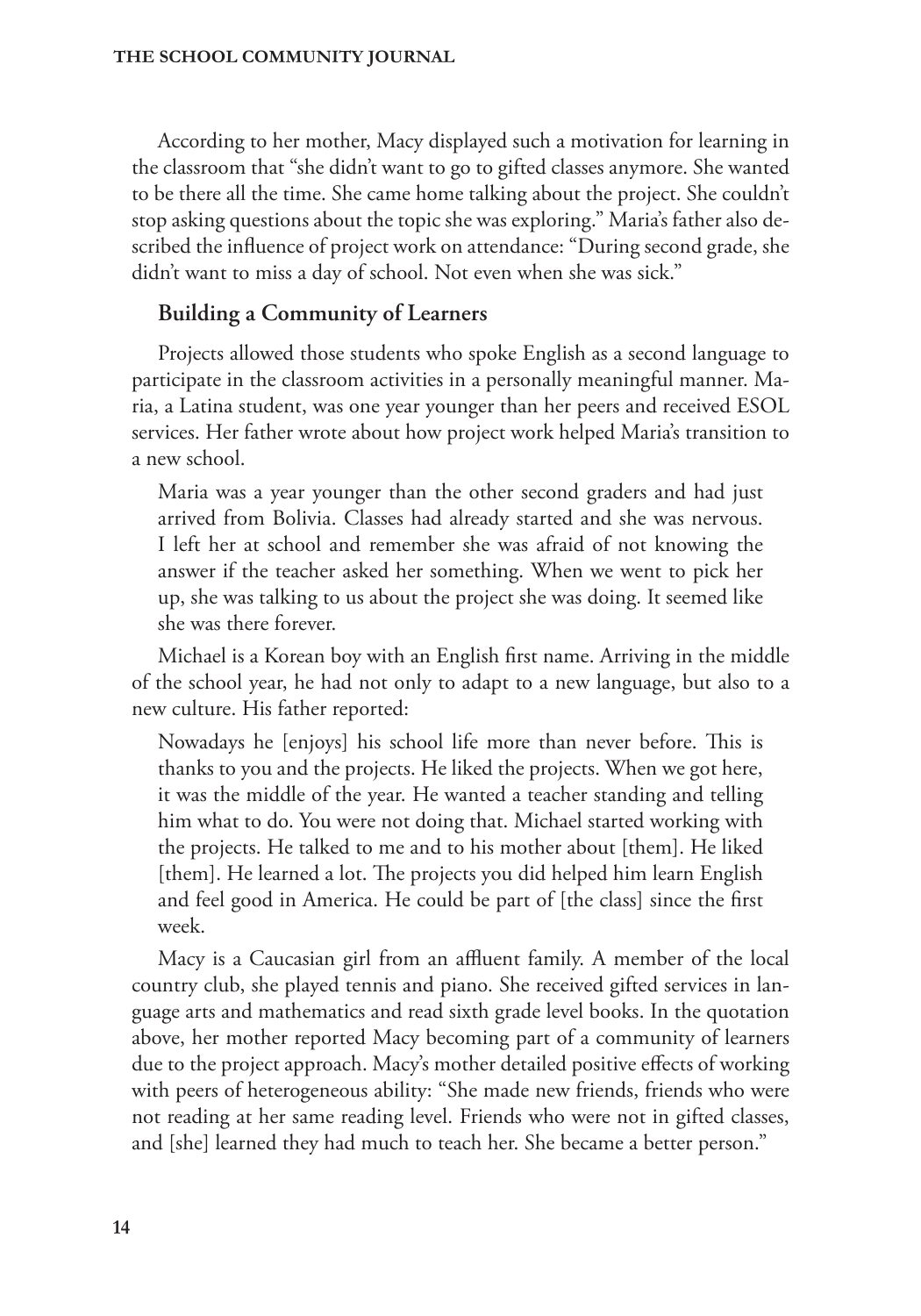According to her mother, Macy displayed such a motivation for learning in the classroom that "she didn't want to go to gifted classes anymore. She wanted to be there all the time. She came home talking about the project. She couldn't stop asking questions about the topic she was exploring." Maria's father also described the influence of project work on attendance: "During second grade, she didn't want to miss a day of school. Not even when she was sick."

### Building a Community of Learners

Projects allowed those students who spoke English as a second language to participate in the classroom activities in a personally meaningful manner. Maria, a Latina student, was one year younger than her peers and received ESOL services. Her father wrote about how project work helped Maria's transition to a new school.

> Maria was a year younger than the other second graders and had just arrived from Bolivia. Classes had already started and she was nervous. I left her at school and remember she was afraid of not knowing the answer if the teacher asked her something. When we went to pick her up, she was talking to us about the project she was doing. It seemed like she was there forever.

Michael is a Korean boy with an English first name. Arriving in the middle of the school year, he had not only to adapt to a new language, but also to a new culture. His father reported:

> Nowadays he [enjoys] his school life more than never before. This is thanks to you and the projects. He liked the projects. When we got here, it was the middle of the year. He wanted a teacher standing and telling him what to do. You were not doing that. Michael started working with the projects. He talked to me and to his mother about [them]. He liked [them]. He learned a lot. The projects you did helped him learn English and feel good in America. He could be part of [the class] since the first week.

Macy is a Caucasian girl from an affluent family. A member of the local country club, she played tennis and piano. She received gifted services in language arts and mathematics and read sixth grade level books. In the quotation above, her mother reported Macy becoming part of a community of learners due to the project approach. Macy's mother detailed positive effects of working with peers of heterogeneous ability: "She made new friends, friends who were not reading at her same reading level. Friends who were not in gifted classes, and [she] learned they had much to teach her. She became a better person."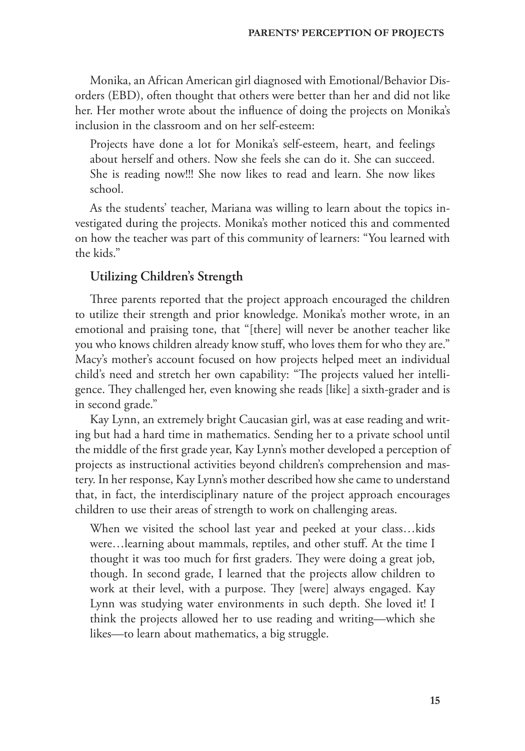Monika, an African American girl diagnosed with Emotional/Behavior Disorders (EBD), often thought that others were better than her and did not like her. Her mother wrote about the influence of doing the projects on Monika's inclusion in the classroom and on her self-esteem:

> Projects have done a lot for Monika's self-esteem, heart, and feelings about herself and others. Now she feels she can do it. She can succeed. She is reading now!!! She now likes to read and learn. She now likes school.

As the students' teacher, Mariana was willing to learn about the topics investigated during the projects. Monika's mother noticed this and commented on how the teacher was part of this community of learners: "You learned with the kids."

### Utilizing Children's Strength

Three parents reported that the project approach encouraged the children to utilize their strength and prior knowledge. Monika's mother wrote, in an emotional and praising tone, that "[there] will never be another teacher like you who knows children already know stuff, who loves them for who they are." Macy's mother's account focused on how projects helped meet an individual child's need and stretch her own capability: "The projects valued her intelligence. They challenged her, even knowing she reads [like] a sixth-grader and is in second grade."

Kay Lynn, an extremely bright Caucasian girl, was at ease reading and writing but had a hard time in mathematics. Sending her to a private school until the middle of the first grade year, Kay Lynn's mother developed a perception of projects as instructional activities beyond children's comprehension and mastery. In her response, Kay Lynn's mother described how she came to understand that, in fact, the interdisciplinary nature of the project approach encourages children to use their areas of strength to work on challenging areas.

> When we visited the school last year and peeked at your class…kids were…learning about mammals, reptiles, and other stuff. At the time I thought it was too much for first graders. They were doing a great job, though. In second grade, I learned that the projects allow children to work at their level, with a purpose. They [were] always engaged. Kay Lynn was studying water environments in such depth. She loved it! I think the projects allowed her to use reading and writing—which she likes—to learn about mathematics, a big struggle.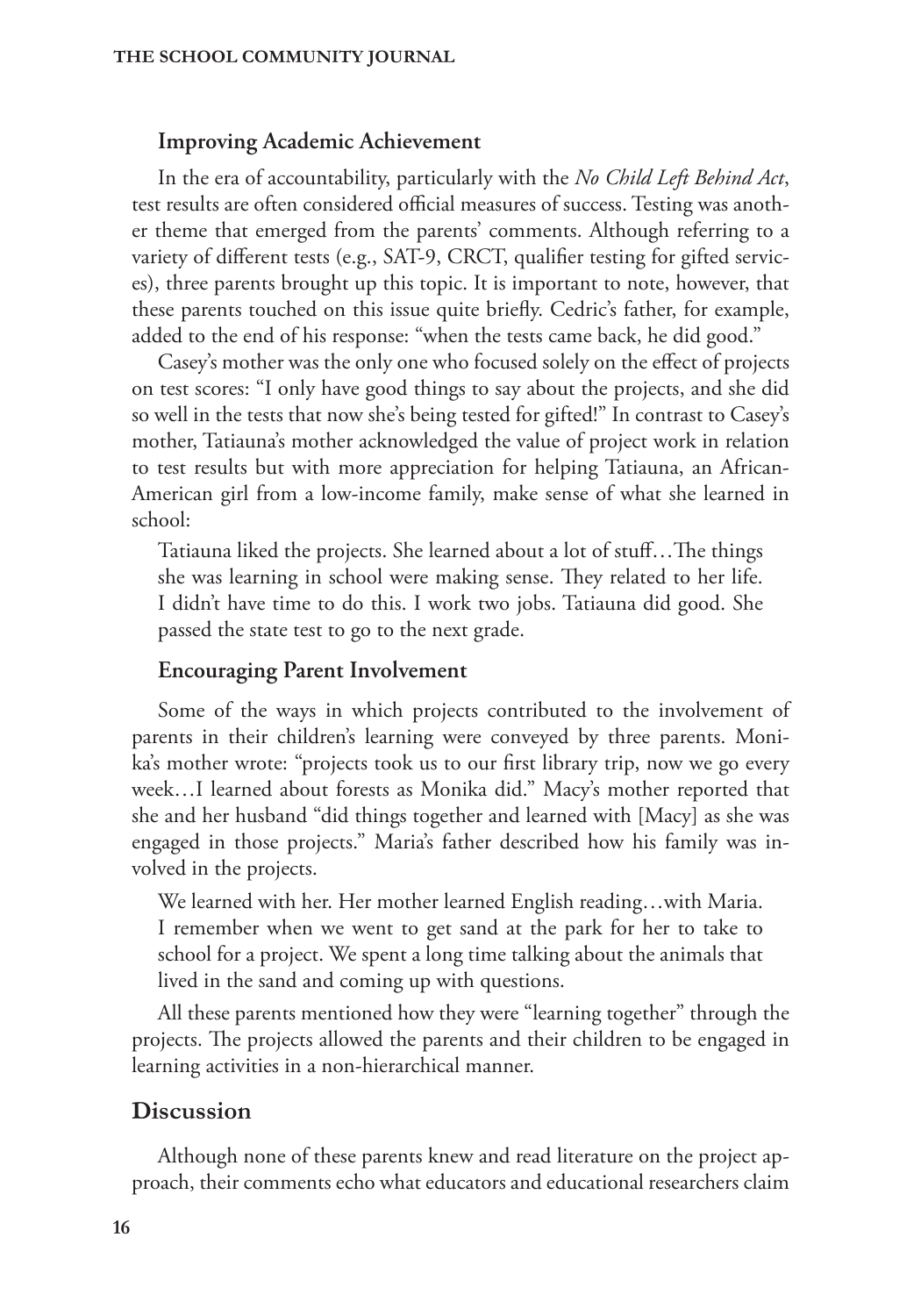### Improving Academic Achievement

In the era of accountability, particularly with the *No Child Left Behind Act*, test results are often considered official measures of success. Testing was another theme that emerged from the parents' comments. Although referring to a variety of different tests (e.g., SAT-9, CRCT, qualifier testing for gifted services), three parents brought up this topic. It is important to note, however, that these parents touched on this issue quite briefly. Cedric's father, for example, added to the end of his response: "when the tests came back, he did good."

Casey's mother was the only one who focused solely on the effect of projects on test scores: "I only have good things to say about the projects, and she did so well in the tests that now she's being tested for gifted!" In contrast to Casey's mother, Tatiauna's mother acknowledged the value of project work in relation to test results but with more appreciation for helping Tatiauna, an African-American girl from a low-income family, make sense of what she learned in school:

> Tatiauna liked the projects. She learned about a lot of stuff…The things she was learning in school were making sense. They related to her life. I didn't have time to do this. I work two jobs. Tatiauna did good. She passed the state test to go to the next grade.

### Encouraging Parent Involvement

Some of the ways in which projects contributed to the involvement of parents in their children's learning were conveyed by three parents. Monika's mother wrote: "projects took us to our first library trip, now we go every week…I learned about forests as Monika did." Macy's mother reported that she and her husband "did things together and learned with [Macy] as she was engaged in those projects." Maria's father described how his family was involved in the projects.

> We learned with her. Her mother learned English reading…with Maria. I remember when we went to get sand at the park for her to take to school for a project. We spent a long time talking about the animals that lived in the sand and coming up with questions.

All these parents mentioned how they were "learning together" through the projects. The projects allowed the parents and their children to be engaged in learning activities in a non-hierarchical manner.

## Discussion

Although none of these parents knew and read literature on the project approach, their comments echo what educators and educational researchers claim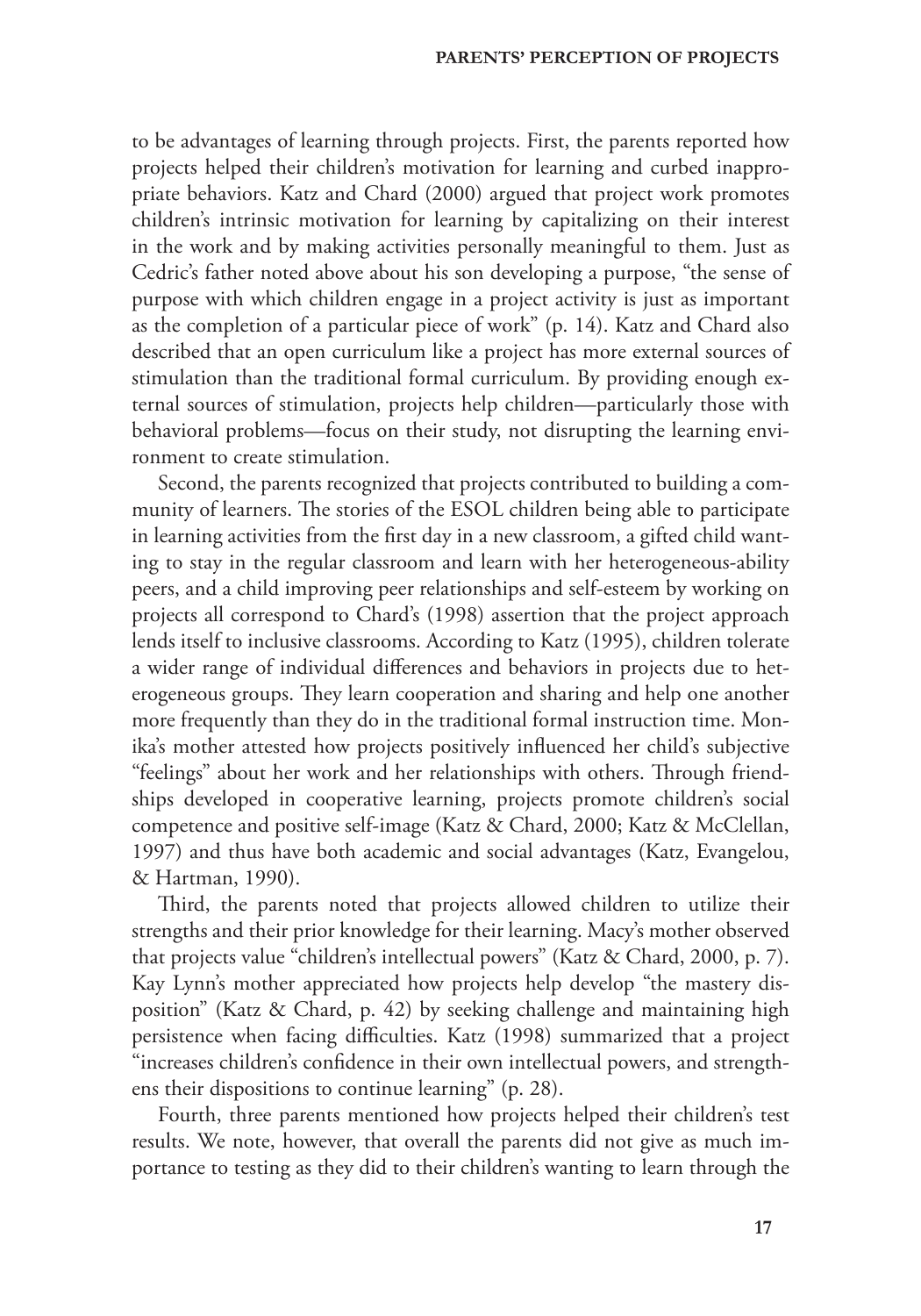to be advantages of learning through projects. First, the parents reported how projects helped their children's motivation for learning and curbed inappropriate behaviors. Katz and Chard (2000) argued that project work promotes children's intrinsic motivation for learning by capitalizing on their interest in the work and by making activities personally meaningful to them. Just as Cedric's father noted above about his son developing a purpose, "the sense of purpose with which children engage in a project activity is just as important as the completion of a particular piece of work" (p. 14). Katz and Chard also described that an open curriculum like a project has more external sources of stimulation than the traditional formal curriculum. By providing enough external sources of stimulation, projects help children—particularly those with behavioral problems—focus on their study, not disrupting the learning environment to create stimulation.

Second, the parents recognized that projects contributed to building a community of learners. The stories of the ESOL children being able to participate in learning activities from the first day in a new classroom, a gifted child wanting to stay in the regular classroom and learn with her heterogeneous-ability peers, and a child improving peer relationships and self-esteem by working on projects all correspond to Chard's (1998) assertion that the project approach lends itself to inclusive classrooms. According to Katz (1995), children tolerate a wider range of individual differences and behaviors in projects due to heterogeneous groups. They learn cooperation and sharing and help one another more frequently than they do in the traditional formal instruction time. Monika's mother attested how projects positively influenced her child's subjective "feelings" about her work and her relationships with others. Through friendships developed in cooperative learning, projects promote children's social competence and positive self-image (Katz & Chard, 2000; Katz & McClellan, 1997) and thus have both academic and social advantages (Katz, Evangelou, & Hartman, 1990).

Third, the parents noted that projects allowed children to utilize their strengths and their prior knowledge for their learning. Macy's mother observed that projects value "children's intellectual powers" (Katz & Chard, 2000, p. 7). Kay Lynn's mother appreciated how projects help develop "the mastery disposition" (Katz & Chard, p. 42) by seeking challenge and maintaining high persistence when facing difficulties. Katz (1998) summarized that a project "increases children's confidence in their own intellectual powers, and strengthens their dispositions to continue learning" (p. 28).

Fourth, three parents mentioned how projects helped their children's test results. We note, however, that overall the parents did not give as much importance to testing as they did to their children's wanting to learn through the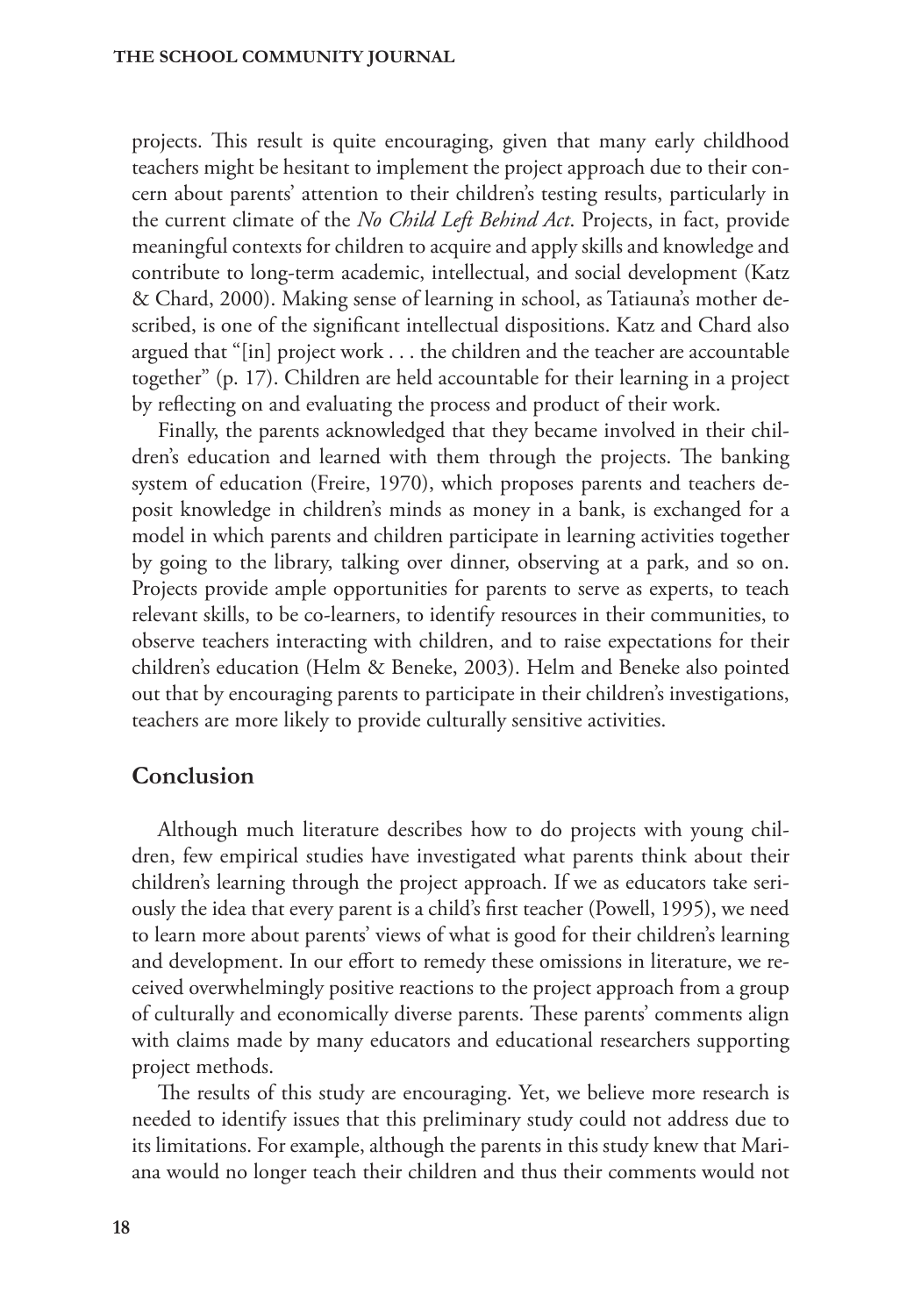projects. This result is quite encouraging, given that many early childhood teachers might be hesitant to implement the project approach due to their concern about parents' attention to their children's testing results, particularly in the current climate of the *No Child Left Behind Act*. Projects, in fact, provide meaningful contexts for children to acquire and apply skills and knowledge and contribute to long-term academic, intellectual, and social development (Katz & Chard, 2000). Making sense of learning in school, as Tatiauna's mother described, is one of the significant intellectual dispositions. Katz and Chard also argued that "[in] project work . . . the children and the teacher are accountable together" (p. 17). Children are held accountable for their learning in a project by reflecting on and evaluating the process and product of their work.

Finally, the parents acknowledged that they became involved in their children's education and learned with them through the projects. The banking system of education (Freire, 1970), which proposes parents and teachers deposit knowledge in children's minds as money in a bank, is exchanged for a model in which parents and children participate in learning activities together by going to the library, talking over dinner, observing at a park, and so on. Projects provide ample opportunities for parents to serve as experts, to teach relevant skills, to be co-learners, to identify resources in their communities, to observe teachers interacting with children, and to raise expectations for their children's education (Helm & Beneke, 2003). Helm and Beneke also pointed out that by encouraging parents to participate in their children's investigations, teachers are more likely to provide culturally sensitive activities.

## Conclusion

Although much literature describes how to do projects with young children, few empirical studies have investigated what parents think about their children's learning through the project approach. If we as educators take seriously the idea that every parent is a child's first teacher (Powell, 1995), we need to learn more about parents' views of what is good for their children's learning and development. In our effort to remedy these omissions in literature, we received overwhelmingly positive reactions to the project approach from a group of culturally and economically diverse parents. These parents' comments align with claims made by many educators and educational researchers supporting project methods.

The results of this study are encouraging. Yet, we believe more research is needed to identify issues that this preliminary study could not address due to its limitations. For example, although the parents in this study knew that Mariana would no longer teach their children and thus their comments would not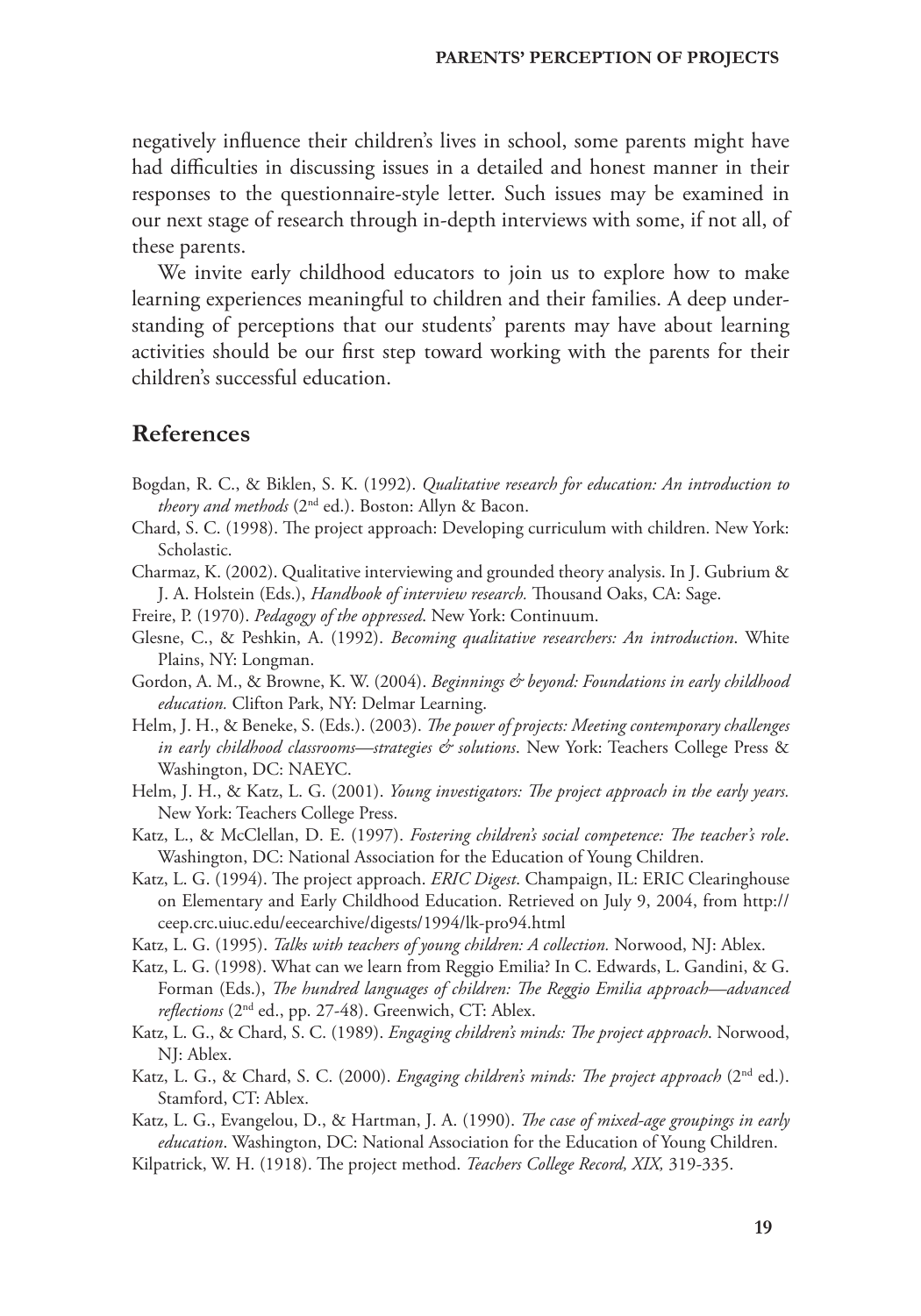negatively influence their children's lives in school, some parents might have had difficulties in discussing issues in a detailed and honest manner in their responses to the questionnaire-style letter. Such issues may be examined in our next stage of research through in-depth interviews with some, if not all, of these parents.

We invite early childhood educators to join us to explore how to make learning experiences meaningful to children and their families. A deep understanding of perceptions that our students' parents may have about learning activities should be our first step toward working with the parents for their children's successful education.

## References

Bogdan, R. C., & Biklen, S. K. (1992). *Qualitative research for education: An introduction to theory and methods* (2nd ed.). Boston: Allyn & Bacon.

Chard, S. C. (1998). The project approach: Developing curriculum with children. New York: Scholastic.

Charmaz, K. (2002). Qualitative interviewing and grounded theory analysis. In J. Gubrium & J. A. Holstein (Eds.), *Handbook of interview research.* Thousand Oaks, CA: Sage.

Freire, P. (1970). *Pedagogy of the oppressed*. New York: Continuum.

Glesne, C., & Peshkin, A. (1992). *Becoming qualitative researchers: An introduction*. White Plains, NY: Longman.

Gordon, A. M., & Browne, K. W. (2004). *Beginnings & beyond: Foundations in early childhood education.* Clifton Park, NY: Delmar Learning.

Helm, J. H., & Beneke, S. (Eds.). (2003). *The power of projects: Meeting contemporary challenges in early childhood classrooms—strategies & solutions*. New York: Teachers College Press & Washington, DC: NAEYC.

Helm, J. H., & Katz, L. G. (2001). *Young investigators: The project approach in the early years.* New York: Teachers College Press.

Katz, L., & McClellan, D. E. (1997). *Fostering children's social competence: The teacher's role*. Washington, DC: National Association for the Education of Young Children.

Katz, L. G. (1994). The project approach. *ERIC Digest*. Champaign, IL: ERIC Clearinghouse on Elementary and Early Childhood Education. Retrieved on July 9, 2004, from http://ceep.crc.uiuc.edu/eecearchive/digests/1994/lk-pro94.html

Katz, L. G. (1995). *Talks with teachers of young children: A collection.* Norwood, NJ: Ablex.

Katz, L. G. (1998). What can we learn from Reggio Emilia? In C. Edwards, L. Gandini, & G. Forman (Eds.), *The hundred languages of children: The Reggio Emilia approach—advanced reflections* (2nd ed., pp. 27-48). Greenwich, CT: Ablex.

Katz, L. G., & Chard, S. C. (1989). *Engaging children's minds: The project approach*. Norwood, NJ: Ablex.

Katz, L. G., & Chard, S. C. (2000). *Engaging children's minds: The project approach* (2nd ed.). Stamford, CT: Ablex.

Katz, L. G., Evangelou, D., & Hartman, J. A. (1990). *The case of mixed-age groupings in early education*. Washington, DC: National Association for the Education of Young Children.

Kilpatrick, W. H. (1918). The project method. *Teachers College Record, XIX,* 319-335.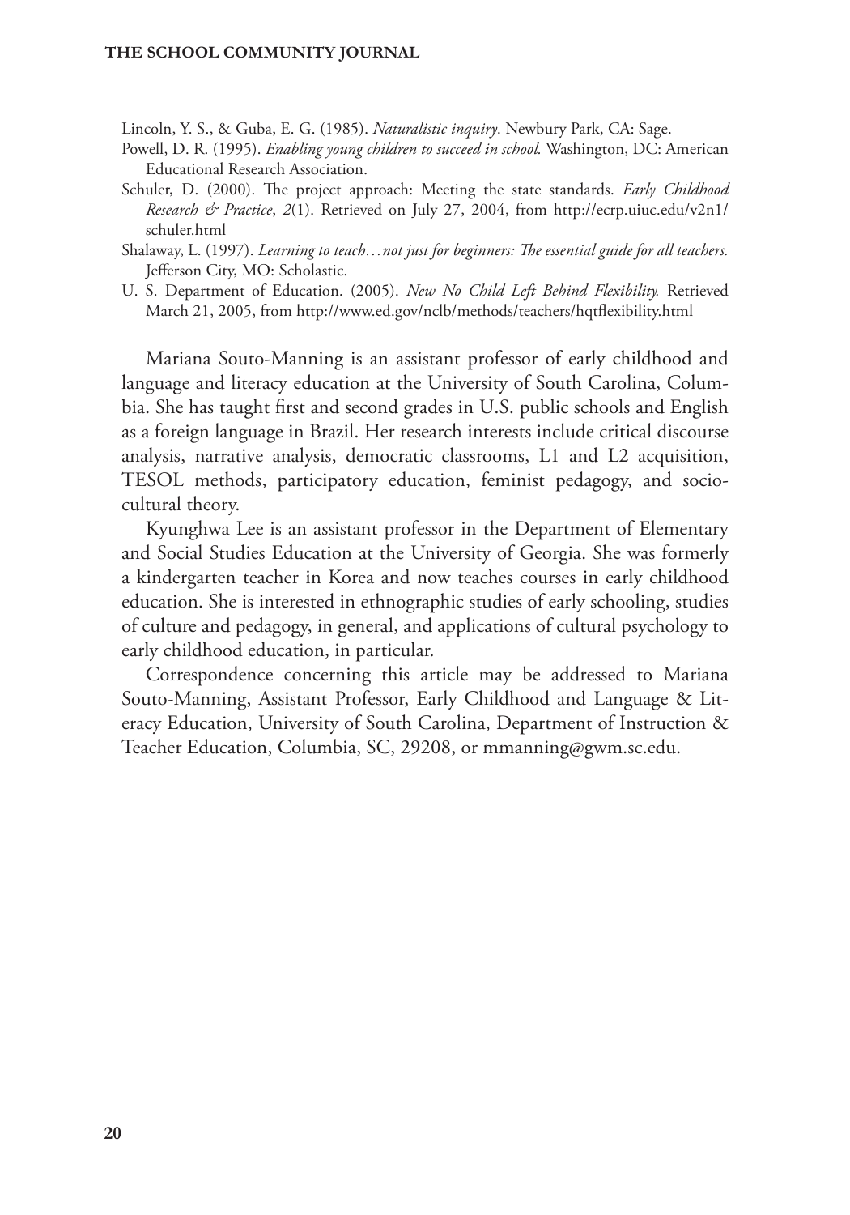Lincoln, Y. S., & Guba, E. G. (1985). *Naturalistic inquiry*. Newbury Park, CA: Sage.

Powell, D. R. (1995). *Enabling young children to succeed in school.* Washington, DC: American Educational Research Association.

Schuler, D. (2000). The project approach: Meeting the state standards. *Early Childhood Research & Practice*, *2*(1). Retrieved on July 27, 2004, from http://ecrp.uiuc.edu/v2n1/schuler.html

Shalaway, L. (1997). *Learning to teach…not just for beginners: The essential guide for all teachers.* Jefferson City, MO: Scholastic.

U. S. Department of Education. (2005). *New No Child Left Behind Flexibility.* Retrieved March 21, 2005, from http://www.ed.gov/nclb/methods/teachers/hqtflexibility.html

Mariana Souto-Manning is an assistant professor of early childhood and language and literacy education at the University of South Carolina, Columbia. She has taught first and second grades in U.S. public schools and English as a foreign language in Brazil. Her research interests include critical discourse analysis, narrative analysis, democratic classrooms, L1 and L2 acquisition, TESOL methods, participatory education, feminist pedagogy, and sociocultural theory.

Kyunghwa Lee is an assistant professor in the Department of Elementary and Social Studies Education at the University of Georgia. She was formerly a kindergarten teacher in Korea and now teaches courses in early childhood education. She is interested in ethnographic studies of early schooling, studies of culture and pedagogy, in general, and applications of cultural psychology to early childhood education, in particular.

Correspondence concerning this article may be addressed to Mariana Souto-Manning, Assistant Professor, Early Childhood and Language & Literacy Education, University of South Carolina, Department of Instruction & Teacher Education, Columbia, SC, 29208, or mmanning@gwm.sc.edu.